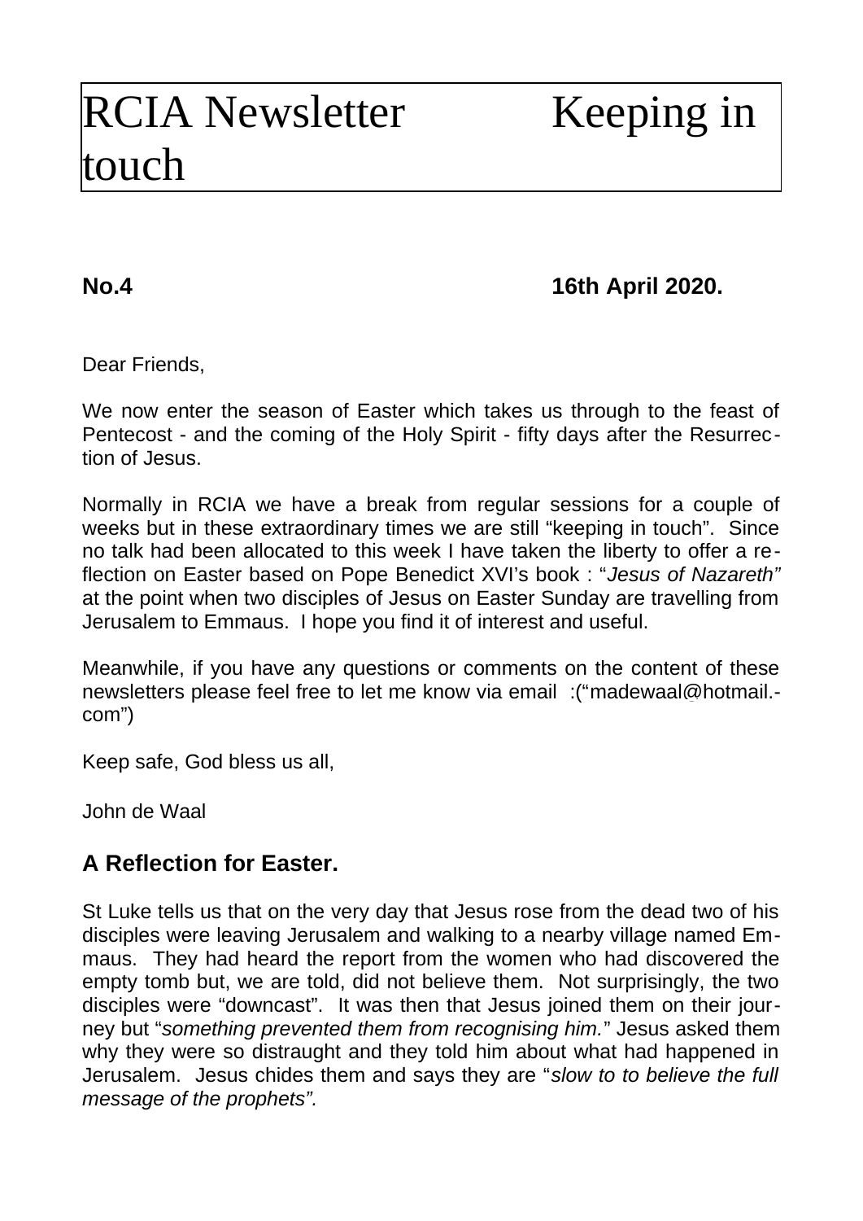# RCIA Newsletter Keeping in touch

**No.4** **16th April 2020.**

Dear Friends,

We now enter the season of Easter which takes us through to the feast of Pentecost - and the coming of the Holy Spirit - fifty days after the Resurrection of Jesus.

Normally in RCIA we have a break from regular sessions for a couple of weeks but in these extraordinary times we are still "keeping in touch". Since no talk had been allocated to this week I have taken the liberty to offer a reflection on Easter based on Pope Benedict XVI's book : "*Jesus of Nazareth"* at the point when two disciples of Jesus on Easter Sunday are travelling from Jerusalem to Emmaus. I hope you find it of interest and useful.

Meanwhile, if you have any questions or comments on the content of these newsletters please feel free to let me know via email :("madewaal@hotmail.com")

Keep safe, God bless us all,

John de Waal

## A Reflection for Easter.

St Luke tells us that on the very day that Jesus rose from the dead two of his disciples were leaving Jerusalem and walking to a nearby village named Emmaus. They had heard the report from the women who had discovered the empty tomb but, we are told, did not believe them. Not surprisingly, the two disciples were "downcast". It was then that Jesus joined them on their journey but "*something prevented them from recognising him.*" Jesus asked them why they were so distraught and they told him about what had happened in Jerusalem. Jesus chides them and says they are "*slow to to believe the full message of the prophets".*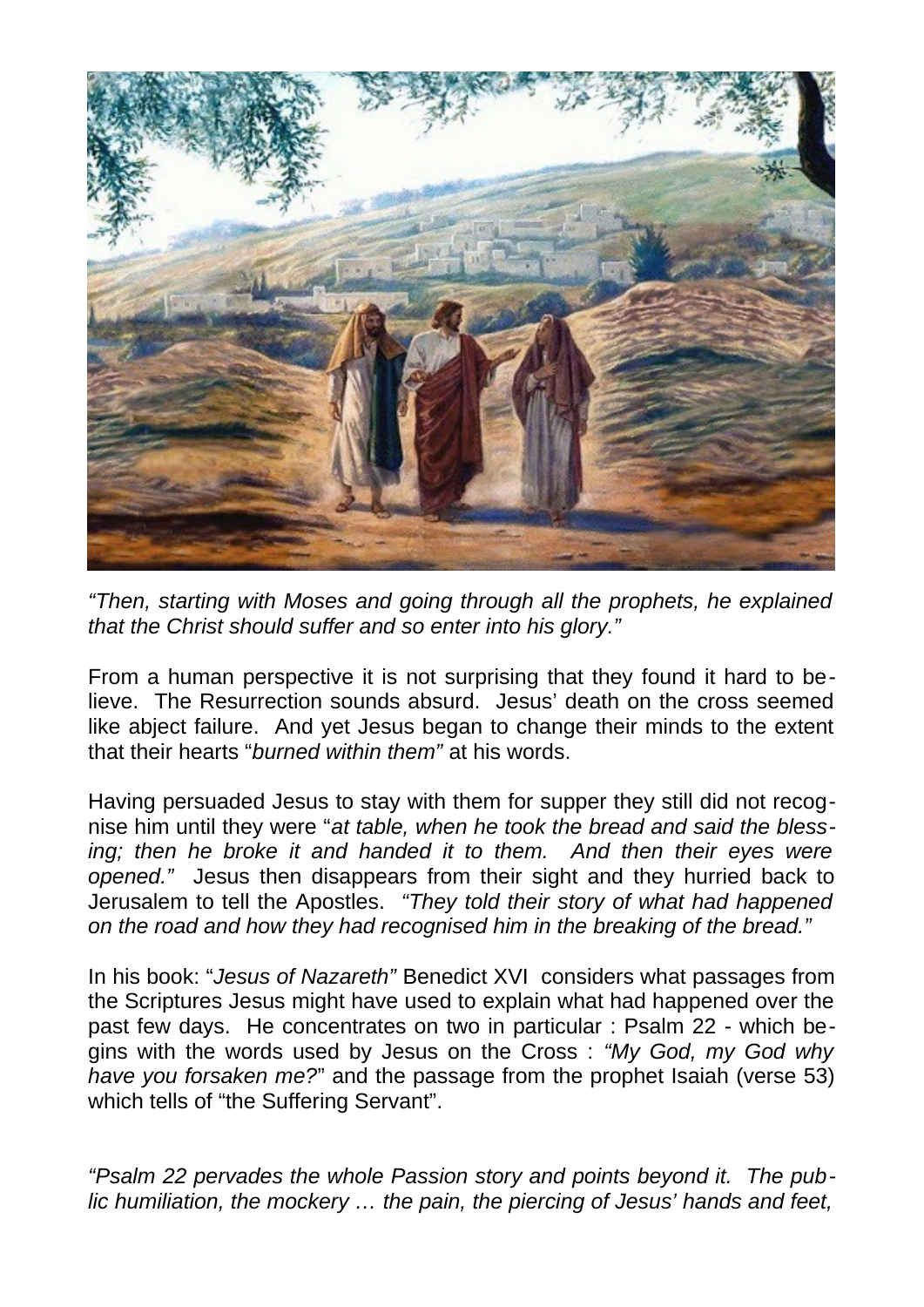*"Then, starting with Moses and going through all the prophets, he explained that the Christ should suffer and so enter into his glory."*

From a human perspective it is not surprising that they found it hard to believe. The Resurrection sounds absurd. Jesus' death on the cross seemed like abject failure. And yet Jesus began to change their minds to the extent that their hearts "*burned within them"* at his words.

Having persuaded Jesus to stay with them for supper they still did not recognise him until they were "*at table, when he took the bread and said the blessing; then he broke it and handed it to them. And then their eyes were opened."* Jesus then disappears from their sight and they hurried back to Jerusalem to tell the Apostles. *"They told their story of what had happened on the road and how they had recognised him in the breaking of the bread."*

In his book: "*Jesus of Nazareth"* Benedict XVI considers what passages from the Scriptures Jesus might have used to explain what had happened over the past few days. He concentrates on two in particular : Psalm 22 - which begins with the words used by Jesus on the Cross : *"My God, my God why have you forsaken me?*" and the passage from the prophet Isaiah (verse 53) which tells of "the Suffering Servant".

*"Psalm 22 pervades the whole Passion story and points beyond it. The public humiliation, the mockery … the pain, the piercing of Jesus' hands and feet,*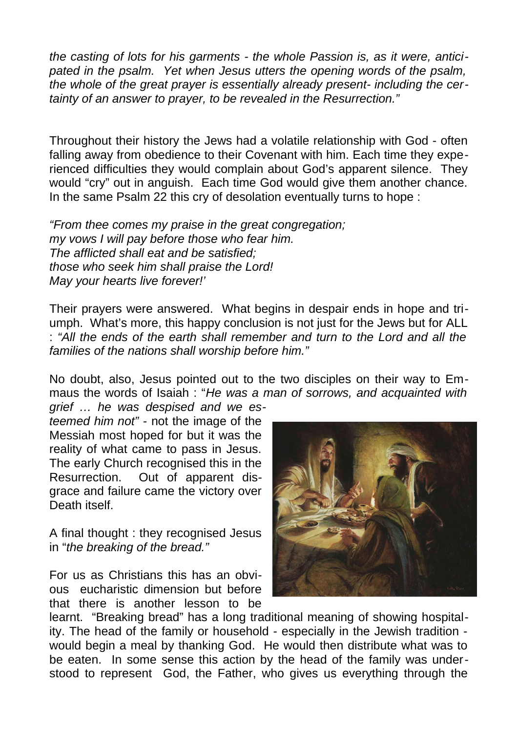*the casting of lots for his garments - the whole Passion is, as it were, anticipated in the psalm. Yet when Jesus utters the opening words of the psalm, the whole of the great prayer is essentially already present- including the certainty of an answer to prayer, to be revealed in the Resurrection."*

Throughout their history the Jews had a volatile relationship with God - often falling away from obedience to their Covenant with him. Each time they experienced difficulties they would complain about God's apparent silence. They would "cry" out in anguish. Each time God would give them another chance. In the same Psalm 22 this cry of desolation eventually turns to hope :

*"From thee comes my praise in the great congregation;*
*my vows I will pay before those who fear him.*
*The afflicted shall eat and be satisfied;*
*those who seek him shall praise the Lord!*
*May your hearts live forever!'*

Their prayers were answered. What begins in despair ends in hope and triumph. What's more, this happy conclusion is not just for the Jews but for ALL : *"All the ends of the earth shall remember and turn to the Lord and all the families of the nations shall worship before him."*

No doubt, also, Jesus pointed out to the two disciples on their way to Emmaus the words of Isaiah : "*He was a man of sorrows, and acquainted with grief … he was despised and we esteemed him not"* - not the image of the Messiah most hoped for but it was the reality of what came to pass in Jesus. The early Church recognised this in the Resurrection. Out of apparent disgrace and failure came the victory over Death itself.

A final thought : they recognised Jesus in "*the breaking of the bread."*

For us as Christians this has an obvious eucharistic dimension but before that there is another lesson to be learnt. "Breaking bread" has a long traditional meaning of showing hospitality. The head of the family or household - especially in the Jewish tradition - would begin a meal by thanking God. He would then distribute what was to be eaten. In some sense this action by the head of the family was understood to represent God, the Father, who gives us everything through the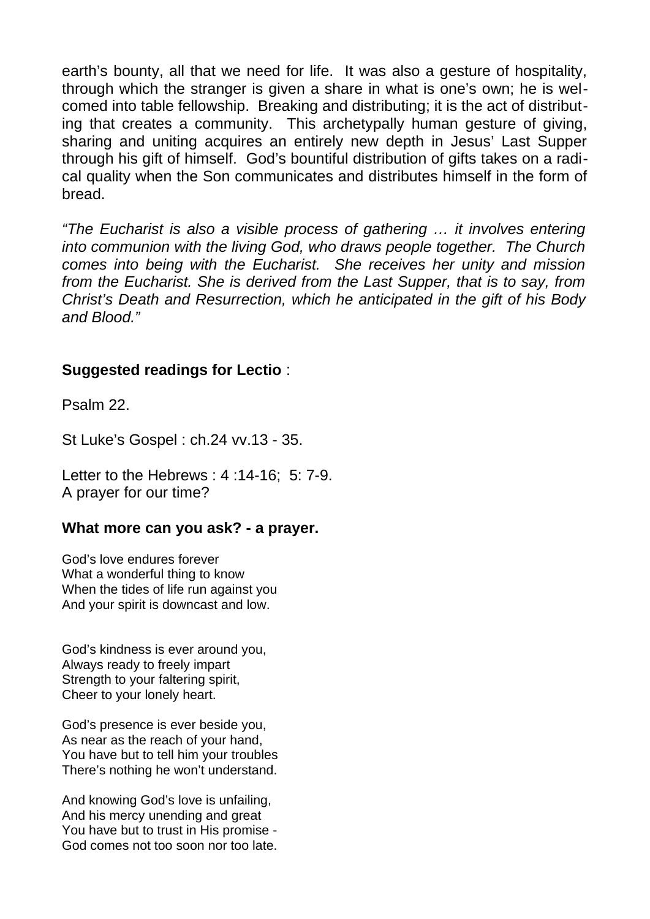earth's bounty, all that we need for life. It was also a gesture of hospitality, through which the stranger is given a share in what is one's own; he is welcomed into table fellowship. Breaking and distributing; it is the act of distributing that creates a community. This archetypally human gesture of giving, sharing and uniting acquires an entirely new depth in Jesus' Last Supper through his gift of himself. God's bountiful distribution of gifts takes on a radical quality when the Son communicates and distributes himself in the form of bread.

*"The Eucharist is also a visible process of gathering … it involves entering into communion with the living God, who draws people together. The Church comes into being with the Eucharist. She receives her unity and mission from the Eucharist. She is derived from the Last Supper, that is to say, from Christ's Death and Resurrection, which he anticipated in the gift of his Body and Blood."*

**Suggested readings for Lectio** :

Psalm 22.

St Luke's Gospel : ch.24 vv.13 - 35.

Letter to the Hebrews : 4 :14-16; 5: 7-9.
A prayer for our time?

**What more can you ask? - a prayer.**

God's love endures forever
What a wonderful thing to know
When the tides of life run against you
And your spirit is downcast and low.

God's kindness is ever around you,
Always ready to freely impart
Strength to your faltering spirit,
Cheer to your lonely heart.

God's presence is ever beside you,
As near as the reach of your hand,
You have but to tell him your troubles
There's nothing he won't understand.

And knowing God's love is unfailing,
And his mercy unending and great
You have but to trust in His promise -
God comes not too soon nor too late.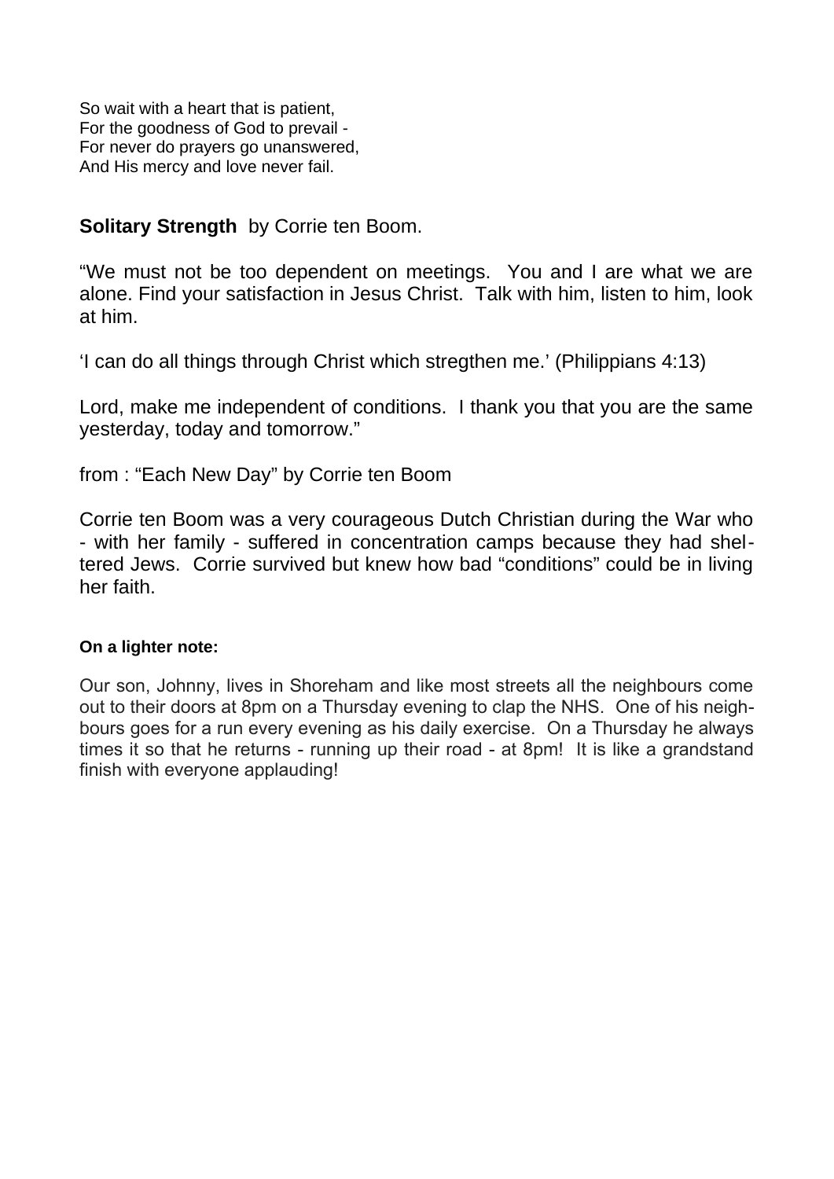So wait with a heart that is patient,  
For the goodness of God to prevail -  
For never do prayers go unanswered,  
And His mercy and love never fail.

**Solitary Strength** by Corrie ten Boom.

"We must not be too dependent on meetings. You and I are what we are alone. Find your satisfaction in Jesus Christ. Talk with him, listen to him, look at him.

'I can do all things through Christ which stregthen me.' (Philippians 4:13)

Lord, make me independent of conditions. I thank you that you are the same yesterday, today and tomorrow."

from : "Each New Day" by Corrie ten Boom

Corrie ten Boom was a very courageous Dutch Christian during the War who - with her family - suffered in concentration camps because they had sheltered Jews. Corrie survived but knew how bad "conditions" could be in living her faith.

**On a lighter note:**

Our son, Johnny, lives in Shoreham and like most streets all the neighbours come out to their doors at 8pm on a Thursday evening to clap the NHS. One of his neighbours goes for a run every evening as his daily exercise. On a Thursday he always times it so that he returns - running up their road - at 8pm! It is like a grandstand finish with everyone applauding!